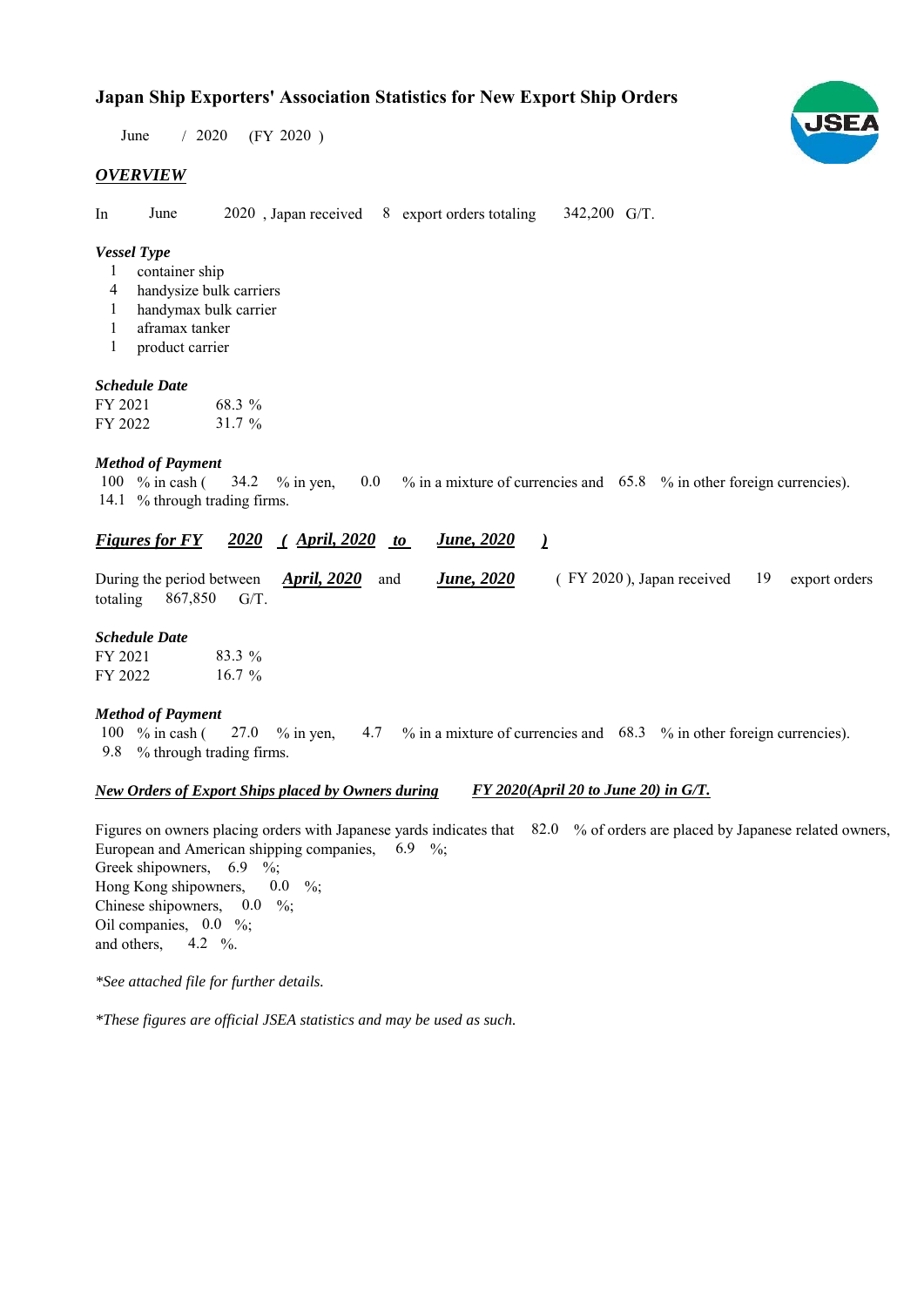# Japan Ship Exporters' Association Statistics for New Export Ship Orders

June / 2020 (FY 2020 )

## *OVERVIEW*

In June 2020 , Japan received 8 export orders totaling 342,200 G/T.

### *Vessel Type*

1 container ship
4 handysize bulk carriers
1 handymax bulk carrier
1 aframax tanker
1 product carrier

### *Schedule Date*

| | |
|---|---|
| FY 2021 | 68.3 % |
| FY 2022 | 31.7 % |

### *Method of Payment*

100 % in cash ( 34.2 % in yen, 0.0 % in a mixture of currencies and 65.8 % in other foreign currencies).
14.1 % through trading firms.

## ***Figures for FY 2020 ( April, 2020 to June, 2020 )***

During the period between ***April, 2020*** and ***June, 2020*** ( FY 2020 ), Japan received 19 export orders totaling 867,850 G/T.

### *Schedule Date*

| | |
|---|---|
| FY 2021 | 83.3 % |
| FY 2022 | 16.7 % |

### *Method of Payment*

100 % in cash ( 27.0 % in yen, 4.7 % in a mixture of currencies and 68.3 % in other foreign currencies).
9.8 % through trading firms.

### ***New Orders of Export Ships placed by Owners during FY 2020(April 20 to June 20) in G/T.***

Figures on owners placing orders with Japanese yards indicates that 82.0 % of orders are placed by Japanese related owners,
European and American shipping companies, 6.9 %;
Greek shipowners, 6.9 %;
Hong Kong shipowners, 0.0 %;
Chinese shipowners, 0.0 %;
Oil companies, 0.0 %;
and others, 4.2 %.

*\*See attached file for further details.*

*\*These figures are official JSEA statistics and may be used as such.*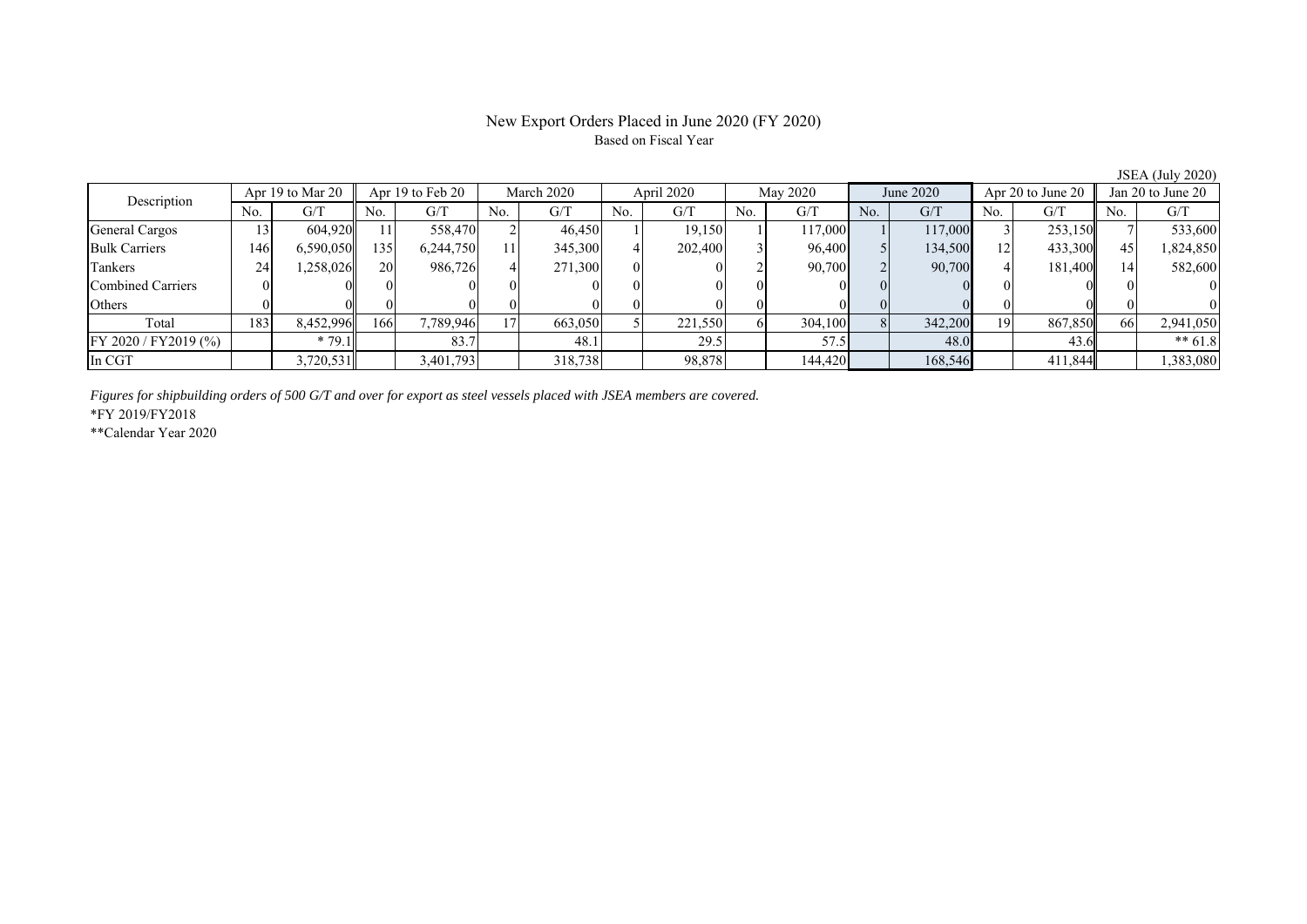# New Export Orders Placed in June 2020 (FY 2020)

Based on Fiscal Year

JSEA (July 2020)

| Description | Apr 19 to Mar 20 | | Apr 19 to Feb 20 | | March 2020 | | April 2020 | | May 2020 | | June 2020 | | Apr 20 to June 20 | | Jan 20 to June 20 | |
|---|---|---|---|---|---|---|---|---|---|---|---|---|---|---|---|---|
| | No. | G/T | No. | G/T | No. | G/T | No. | G/T | No. | G/T | No. | G/T | No. | G/T | No. | G/T |
| General Cargos | 13 | 604,920 | 11 | 558,470 | 2 | 46,450 | 1 | 19,150 | 1 | 117,000 | 1 | 117,000 | 3 | 253,150 | 7 | 533,600 |
| Bulk Carriers | 146 | 6,590,050 | 135 | 6,244,750 | 11 | 345,300 | 4 | 202,400 | 3 | 96,400 | 5 | 134,500 | 12 | 433,300 | 45 | 1,824,850 |
| Tankers | 24 | 1,258,026 | 20 | 986,726 | 4 | 271,300 | 0 | 0 | 2 | 90,700 | 2 | 90,700 | 4 | 181,400 | 14 | 582,600 |
| Combined Carriers | 0 | 0 | 0 | 0 | 0 | 0 | 0 | 0 | 0 | 0 | 0 | 0 | 0 | 0 | 0 | 0 |
| Others | 0 | 0 | 0 | 0 | 0 | 0 | 0 | 0 | 0 | 0 | 0 | 0 | 0 | 0 | 0 | 0 |
| Total | 183 | 8,452,996 | 166 | 7,789,946 | 17 | 663,050 | 5 | 221,550 | 6 | 304,100 | 8 | 342,200 | 19 | 867,850 | 66 | 2,941,050 |
| FY 2020 / FY2019 (%) | | * 79.1 | | 83.7 | | 48.1 | | 29.5 | | 57.5 | | 48.0 | | 43.6 | | ** 61.8 |
| In CGT | | 3,720,531 | | 3,401,793 | | 318,738 | | 98,878 | | 144,420 | | 168,546 | | 411,844 | | 1,383,080 |

*Figures for shipbuilding orders of 500 G/T and over for export as steel vessels placed with JSEA members are covered.*

*FY 2019/FY2018

**Calendar Year 2020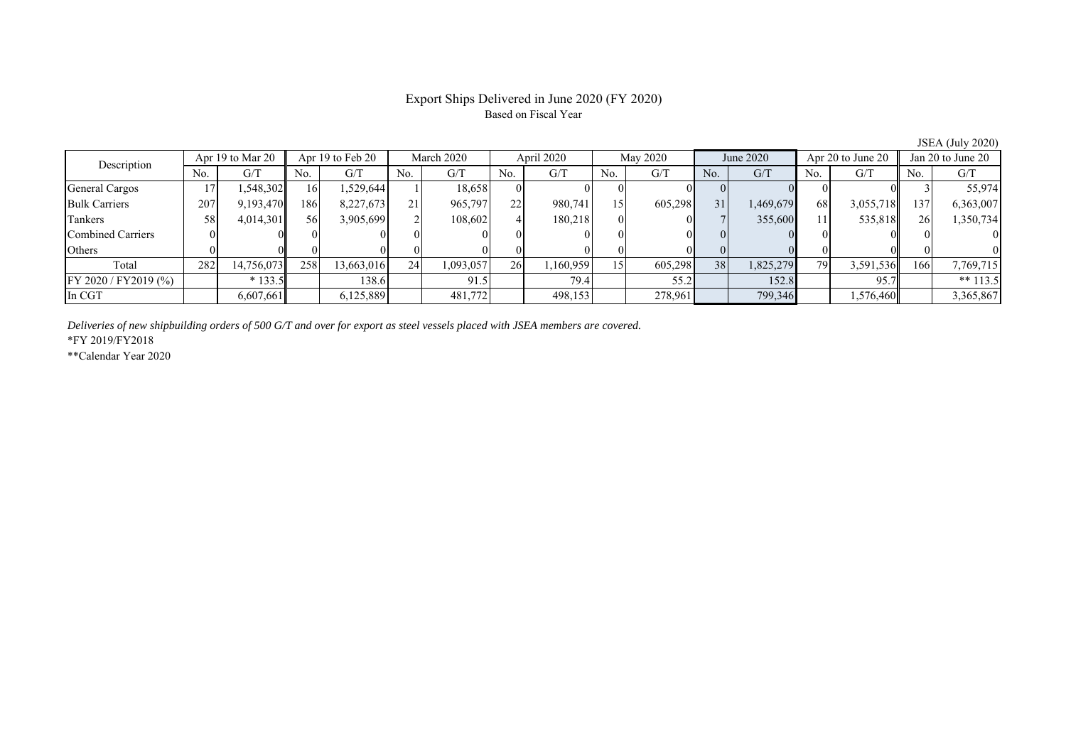# Export Ships Delivered in June 2020 (FY 2020)

Based on Fiscal Year

JSEA (July 2020)

| Description | Apr 19 to Mar 20 | | Apr 19 to Feb 20 | | March 2020 | | April 2020 | | May 2020 | | June 2020 | | Apr 20 to June 20 | | Jan 20 to June 20 | |
|---|---|---|---|---|---|---|---|---|---|---|---|---|---|---|---|---|
| | No. | G/T | No. | G/T | No. | G/T | No. | G/T | No. | G/T | No. | G/T | No. | G/T | No. | G/T |
| General Cargos | 17 | 1,548,302 | 16 | 1,529,644 | 1 | 18,658 | 0 | 0 | 0 | 0 | 0 | 0 | 0 | 0 | 3 | 55,974 |
| Bulk Carriers | 207 | 9,193,470 | 186 | 8,227,673 | 21 | 965,797 | 22 | 980,741 | 15 | 605,298 | 31 | 1,469,679 | 68 | 3,055,718 | 137 | 6,363,007 |
| Tankers | 58 | 4,014,301 | 56 | 3,905,699 | 2 | 108,602 | 4 | 180,218 | 0 | 0 | 7 | 355,600 | 11 | 535,818 | 26 | 1,350,734 |
| Combined Carriers | 0 | 0 | 0 | 0 | 0 | 0 | 0 | 0 | 0 | 0 | 0 | 0 | 0 | 0 | 0 | 0 |
| Others | 0 | 0 | 0 | 0 | 0 | 0 | 0 | 0 | 0 | 0 | 0 | 0 | 0 | 0 | 0 | 0 |
| Total | 282 | 14,756,073 | 258 | 13,663,016 | 24 | 1,093,057 | 26 | 1,160,959 | 15 | 605,298 | 38 | 1,825,279 | 79 | 3,591,536 | 166 | 7,769,715 |
| FY 2020 / FY2019 (%) | | * 133.5 | | 138.6 | | 91.5 | | 79.4 | | 55.2 | | 152.8 | | 95.7 | | ** 113.5 |
| In CGT | | 6,607,661 | | 6,125,889 | | 481,772 | | 498,153 | | 278,961 | | 799,346 | | 1,576,460 | | 3,365,867 |

*Deliveries of new shipbuilding orders of 500 G/T and over for export as steel vessels placed with JSEA members are covered.*

*FY 2019/FY2018

**Calendar Year 2020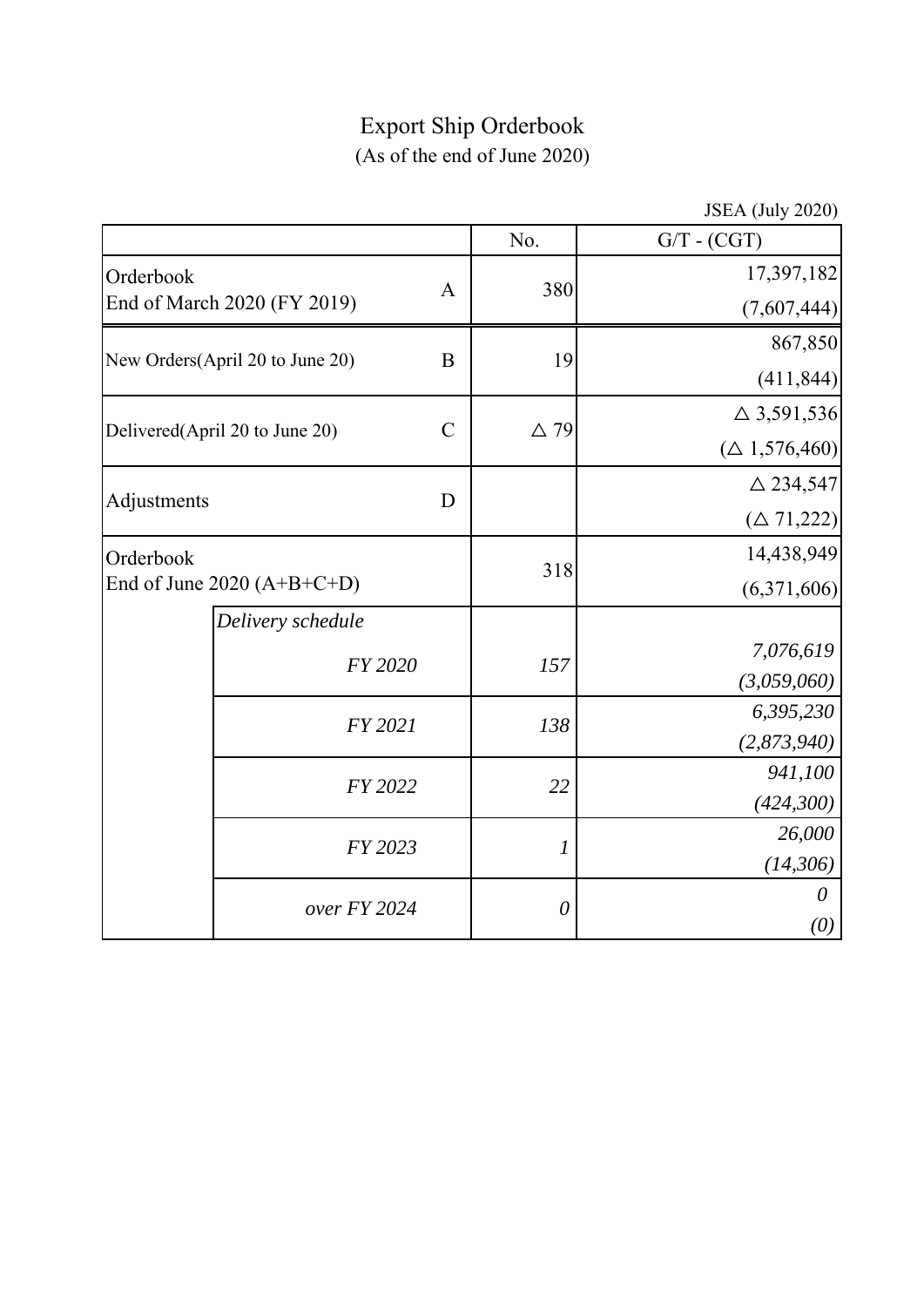# Export Ship Orderbook

(As of the end of June 2020)

JSEA (July 2020)

| | | | No. | G/T - (CGT) |
|---|---|---|---|---|
| Orderbook<br>End of March 2020 (FY 2019) | | A | 380 | 17,397,182<br>(7,607,444) |
| New Orders(April 20 to June 20) | | B | 19 | 867,850<br>(411,844) |
| Delivered(April 20 to June 20) | | C | △ 79 | △ 3,591,536<br>(△ 1,576,460) |
| Adjustments | | D | | △ 234,547<br>(△ 71,222) |
| Orderbook<br>End of June 2020 (A+B+C+D) | | | 318 | 14,438,949<br>(6,371,606) |
| | *Delivery schedule* | | | |
| | *FY 2020* | | *157* | *7,076,619*<br>*(3,059,060)* |
| | *FY 2021* | | *138* | *6,395,230*<br>*(2,873,940)* |
| | *FY 2022* | | *22* | *941,100*<br>*(424,300)* |
| | *FY 2023* | | *1* | *26,000*<br>*(14,306)* |
| | *over FY 2024* | | *0* | *0*<br>*(0)* |